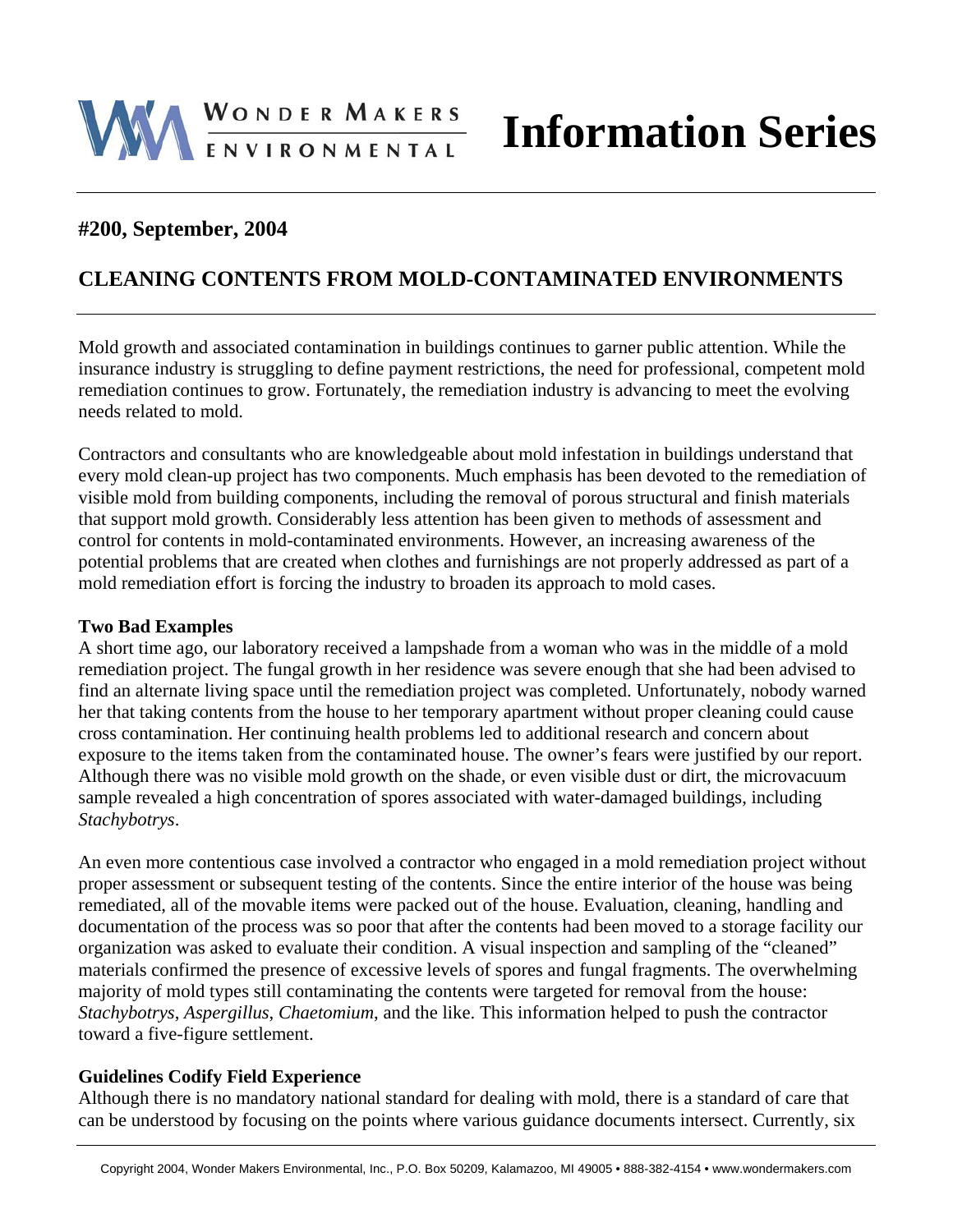# Wonder Makers Environmental Information Series

**#200, September, 2004**

## CLEANING CONTENTS FROM MOLD-CONTAMINATED ENVIRONMENTS

Mold growth and associated contamination in buildings continues to garner public attention. While the insurance industry is struggling to define payment restrictions, the need for professional, competent mold remediation continues to grow. Fortunately, the remediation industry is advancing to meet the evolving needs related to mold.

Contractors and consultants who are knowledgeable about mold infestation in buildings understand that every mold clean-up project has two components. Much emphasis has been devoted to the remediation of visible mold from building components, including the removal of porous structural and finish materials that support mold growth. Considerably less attention has been given to methods of assessment and control for contents in mold-contaminated environments. However, an increasing awareness of the potential problems that are created when clothes and furnishings are not properly addressed as part of a mold remediation effort is forcing the industry to broaden its approach to mold cases.

**Two Bad Examples**

A short time ago, our laboratory received a lampshade from a woman who was in the middle of a mold remediation project. The fungal growth in her residence was severe enough that she had been advised to find an alternate living space until the remediation project was completed. Unfortunately, nobody warned her that taking contents from the house to her temporary apartment without proper cleaning could cause cross contamination. Her continuing health problems led to additional research and concern about exposure to the items taken from the contaminated house. The owner's fears were justified by our report. Although there was no visible mold growth on the shade, or even visible dust or dirt, the microvacuum sample revealed a high concentration of spores associated with water-damaged buildings, including *Stachybotrys*.

An even more contentious case involved a contractor who engaged in a mold remediation project without proper assessment or subsequent testing of the contents. Since the entire interior of the house was being remediated, all of the movable items were packed out of the house. Evaluation, cleaning, handling and documentation of the process was so poor that after the contents had been moved to a storage facility our organization was asked to evaluate their condition. A visual inspection and sampling of the "cleaned" materials confirmed the presence of excessive levels of spores and fungal fragments. The overwhelming majority of mold types still contaminating the contents were targeted for removal from the house: *Stachybotrys*, *Aspergillus*, *Chaetomium*, and the like. This information helped to push the contractor toward a five-figure settlement.

**Guidelines Codify Field Experience**

Although there is no mandatory national standard for dealing with mold, there is a standard of care that can be understood by focusing on the points where various guidance documents intersect. Currently, six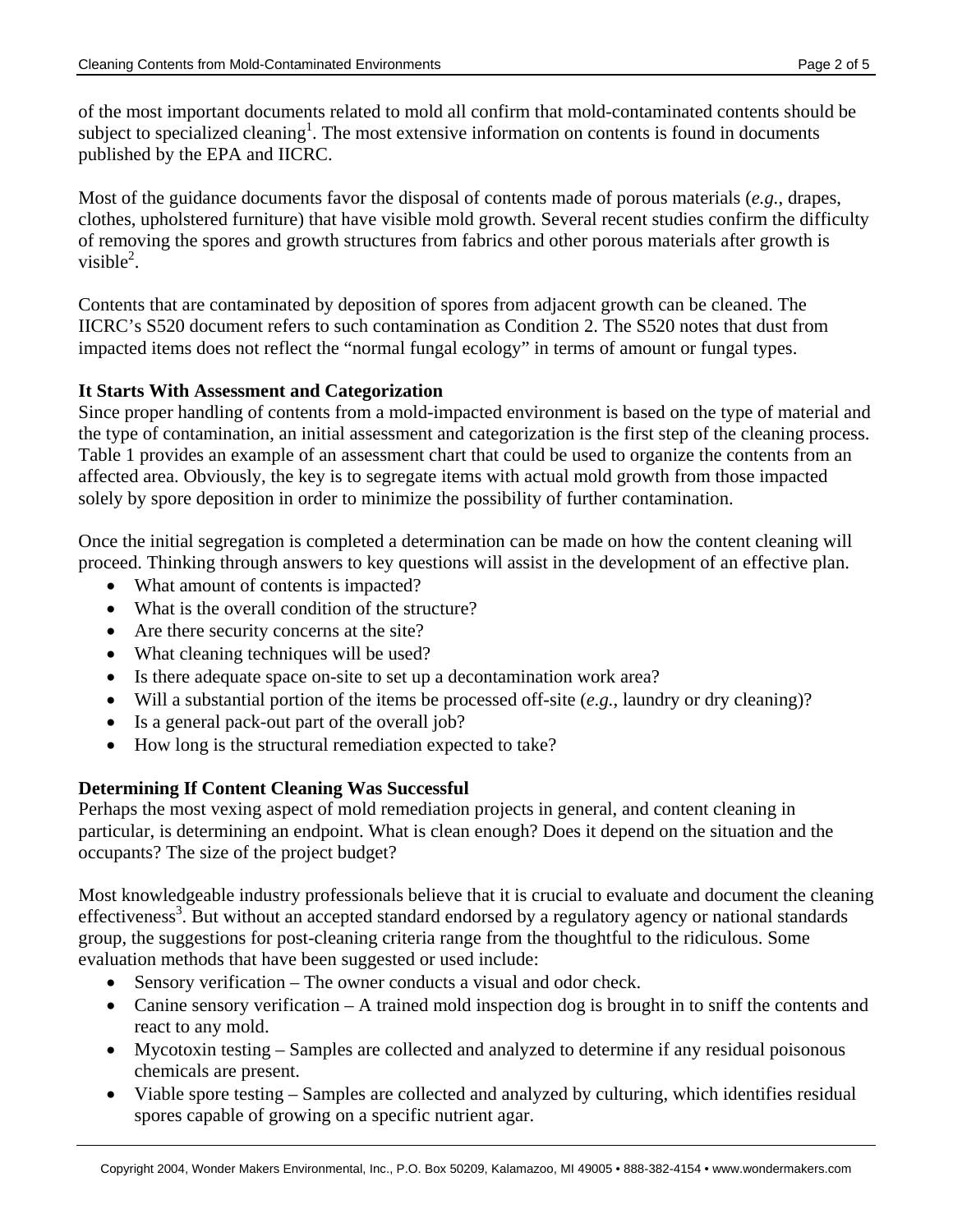of the most important documents related to mold all confirm that mold-contaminated contents should be subject to specialized cleaning[1]. The most extensive information on contents is found in documents published by the EPA and IICRC.

Most of the guidance documents favor the disposal of contents made of porous materials (*e.g.*, drapes, clothes, upholstered furniture) that have visible mold growth. Several recent studies confirm the difficulty of removing the spores and growth structures from fabrics and other porous materials after growth is visible[2].

Contents that are contaminated by deposition of spores from adjacent growth can be cleaned. The IICRC's S520 document refers to such contamination as Condition 2. The S520 notes that dust from impacted items does not reflect the "normal fungal ecology" in terms of amount or fungal types.

**It Starts With Assessment and Categorization**

Since proper handling of contents from a mold-impacted environment is based on the type of material and the type of contamination, an initial assessment and categorization is the first step of the cleaning process. Table 1 provides an example of an assessment chart that could be used to organize the contents from an affected area. Obviously, the key is to segregate items with actual mold growth from those impacted solely by spore deposition in order to minimize the possibility of further contamination.

Once the initial segregation is completed a determination can be made on how the content cleaning will proceed. Thinking through answers to key questions will assist in the development of an effective plan.

- What amount of contents is impacted?
- What is the overall condition of the structure?
- Are there security concerns at the site?
- What cleaning techniques will be used?
- Is there adequate space on-site to set up a decontamination work area?
- Will a substantial portion of the items be processed off-site (*e.g.*, laundry or dry cleaning)?
- Is a general pack-out part of the overall job?
- How long is the structural remediation expected to take?

**Determining If Content Cleaning Was Successful**

Perhaps the most vexing aspect of mold remediation projects in general, and content cleaning in particular, is determining an endpoint. What is clean enough? Does it depend on the situation and the occupants? The size of the project budget?

Most knowledgeable industry professionals believe that it is crucial to evaluate and document the cleaning effectiveness[3]. But without an accepted standard endorsed by a regulatory agency or national standards group, the suggestions for post-cleaning criteria range from the thoughtful to the ridiculous. Some evaluation methods that have been suggested or used include:

- Sensory verification – The owner conducts a visual and odor check.
- Canine sensory verification – A trained mold inspection dog is brought in to sniff the contents and react to any mold.
- Mycotoxin testing – Samples are collected and analyzed to determine if any residual poisonous chemicals are present.
- Viable spore testing – Samples are collected and analyzed by culturing, which identifies residual spores capable of growing on a specific nutrient agar.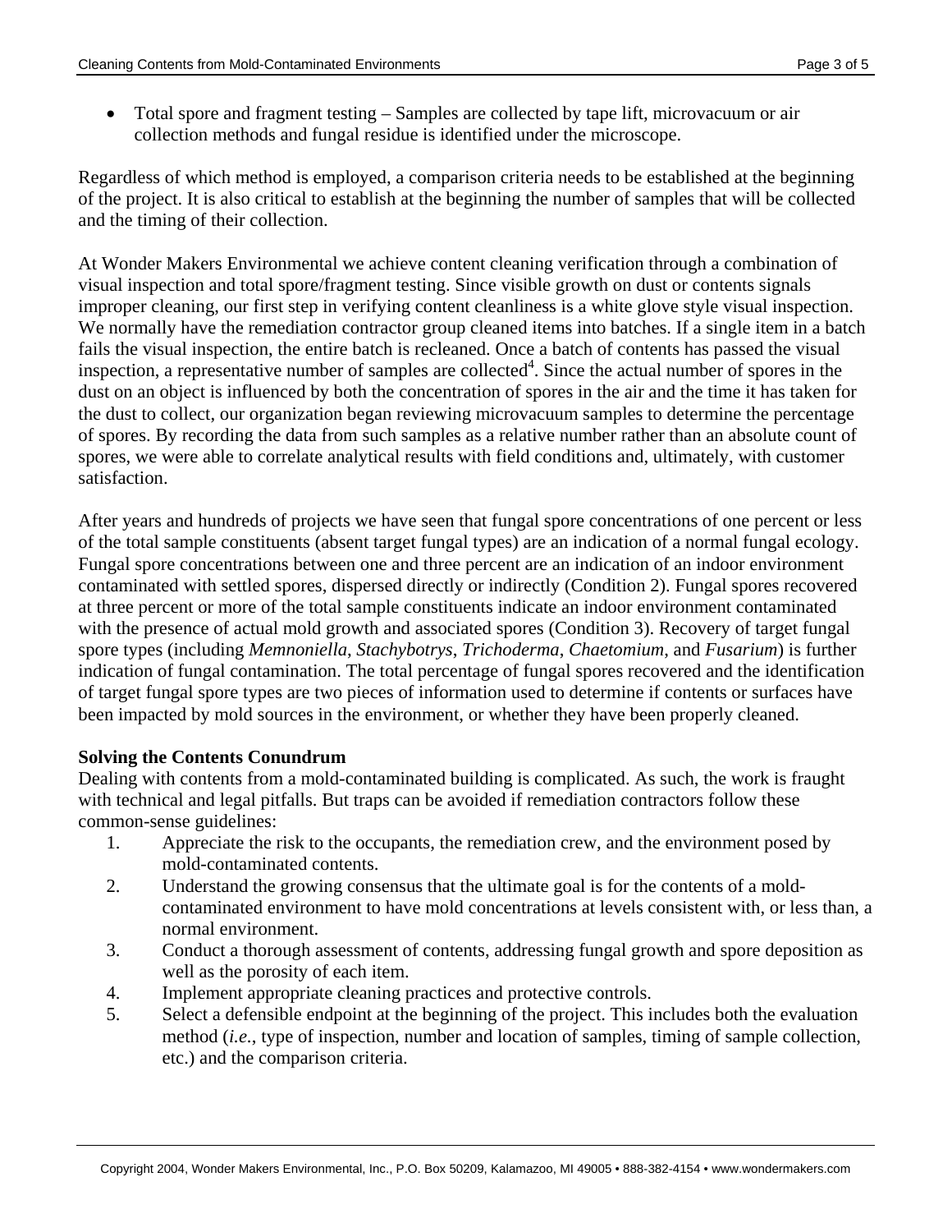- Total spore and fragment testing – Samples are collected by tape lift, microvacuum or air collection methods and fungal residue is identified under the microscope.

Regardless of which method is employed, a comparison criteria needs to be established at the beginning of the project. It is also critical to establish at the beginning the number of samples that will be collected and the timing of their collection.

At Wonder Makers Environmental we achieve content cleaning verification through a combination of visual inspection and total spore/fragment testing. Since visible growth on dust or contents signals improper cleaning, our first step in verifying content cleanliness is a white glove style visual inspection. We normally have the remediation contractor group cleaned items into batches. If a single item in a batch fails the visual inspection, the entire batch is recleaned. Once a batch of contents has passed the visual inspection, a representative number of samples are collected[4]. Since the actual number of spores in the dust on an object is influenced by both the concentration of spores in the air and the time it has taken for the dust to collect, our organization began reviewing microvacuum samples to determine the percentage of spores. By recording the data from such samples as a relative number rather than an absolute count of spores, we were able to correlate analytical results with field conditions and, ultimately, with customer satisfaction.

After years and hundreds of projects we have seen that fungal spore concentrations of one percent or less of the total sample constituents (absent target fungal types) are an indication of a normal fungal ecology. Fungal spore concentrations between one and three percent are an indication of an indoor environment contaminated with settled spores, dispersed directly or indirectly (Condition 2). Fungal spores recovered at three percent or more of the total sample constituents indicate an indoor environment contaminated with the presence of actual mold growth and associated spores (Condition 3). Recovery of target fungal spore types (including *Memnoniella*, *Stachybotrys*, *Trichoderma*, *Chaetomium*, and *Fusarium*) is further indication of fungal contamination. The total percentage of fungal spores recovered and the identification of target fungal spore types are two pieces of information used to determine if contents or surfaces have been impacted by mold sources in the environment, or whether they have been properly cleaned.

**Solving the Contents Conundrum**

Dealing with contents from a mold-contaminated building is complicated. As such, the work is fraught with technical and legal pitfalls. But traps can be avoided if remediation contractors follow these common-sense guidelines:

1. Appreciate the risk to the occupants, the remediation crew, and the environment posed by mold-contaminated contents.
2. Understand the growing consensus that the ultimate goal is for the contents of a mold-contaminated environment to have mold concentrations at levels consistent with, or less than, a normal environment.
3. Conduct a thorough assessment of contents, addressing fungal growth and spore deposition as well as the porosity of each item.
4. Implement appropriate cleaning practices and protective controls.
5. Select a defensible endpoint at the beginning of the project. This includes both the evaluation method (*i.e.*, type of inspection, number and location of samples, timing of sample collection, etc.) and the comparison criteria.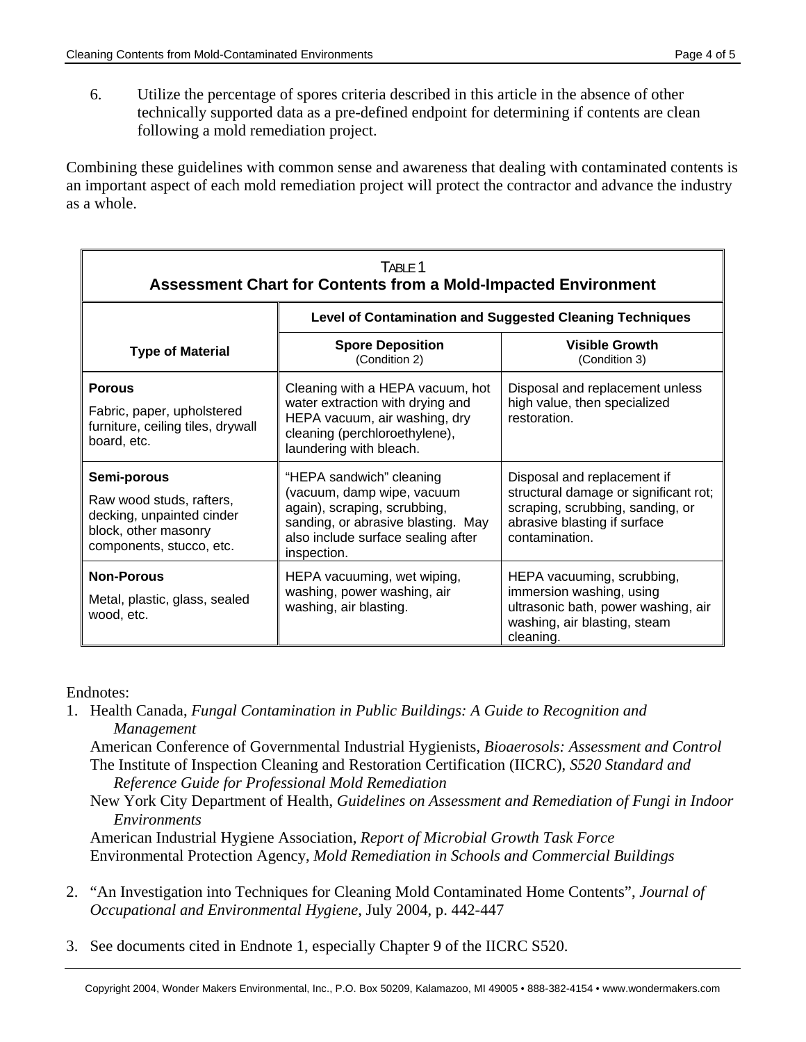6. Utilize the percentage of spores criteria described in this article in the absence of other technically supported data as a pre-defined endpoint for determining if contents are clean following a mold remediation project.

Combining these guidelines with common sense and awareness that dealing with contaminated contents is an important aspect of each mold remediation project will protect the contractor and advance the industry as a whole.

TABLE 1
**Assessment Chart for Contents from a Mold-Impacted Environment**

| Type of Material | Level of Contamination and Suggested Cleaning Techniques | |
|---|---|---|
| | **Spore Deposition** (Condition 2) | **Visible Growth** (Condition 3) |
| **Porous**<br>Fabric, paper, upholstered furniture, ceiling tiles, drywall board, etc. | Cleaning with a HEPA vacuum, hot water extraction with drying and HEPA vacuum, air washing, dry cleaning (perchloroethylene), laundering with bleach. | Disposal and replacement unless high value, then specialized restoration. |
| **Semi-porous**<br>Raw wood studs, rafters, decking, unpainted cinder block, other masonry components, stucco, etc. | "HEPA sandwich" cleaning (vacuum, damp wipe, vacuum again), scraping, scrubbing, sanding, or abrasive blasting. May also include surface sealing after inspection. | Disposal and replacement if structural damage or significant rot; scraping, scrubbing, sanding, or abrasive blasting if surface contamination. |
| **Non-Porous**<br>Metal, plastic, glass, sealed wood, etc. | HEPA vacuuming, wet wiping, washing, power washing, air washing, air blasting. | HEPA vacuuming, scrubbing, immersion washing, using ultrasonic bath, power washing, air washing, air blasting, steam cleaning. |

Endnotes:

1. Health Canada, *Fungal Contamination in Public Buildings: A Guide to Recognition and Management*
   American Conference of Governmental Industrial Hygienists, *Bioaerosols: Assessment and Control*
   The Institute of Inspection Cleaning and Restoration Certification (IICRC), *S520 Standard and Reference Guide for Professional Mold Remediation*
   New York City Department of Health, *Guidelines on Assessment and Remediation of Fungi in Indoor Environments*
   American Industrial Hygiene Association, *Report of Microbial Growth Task Force*
   Environmental Protection Agency, *Mold Remediation in Schools and Commercial Buildings*

2. "An Investigation into Techniques for Cleaning Mold Contaminated Home Contents", *Journal of Occupational and Environmental Hygiene*, July 2004, p. 442-447

3. See documents cited in Endnote 1, especially Chapter 9 of the IICRC S520.

Copyright 2004, Wonder Makers Environmental, Inc., P.O. Box 50209, Kalamazoo, MI 49005 • 888-382-4154 • www.wondermakers.com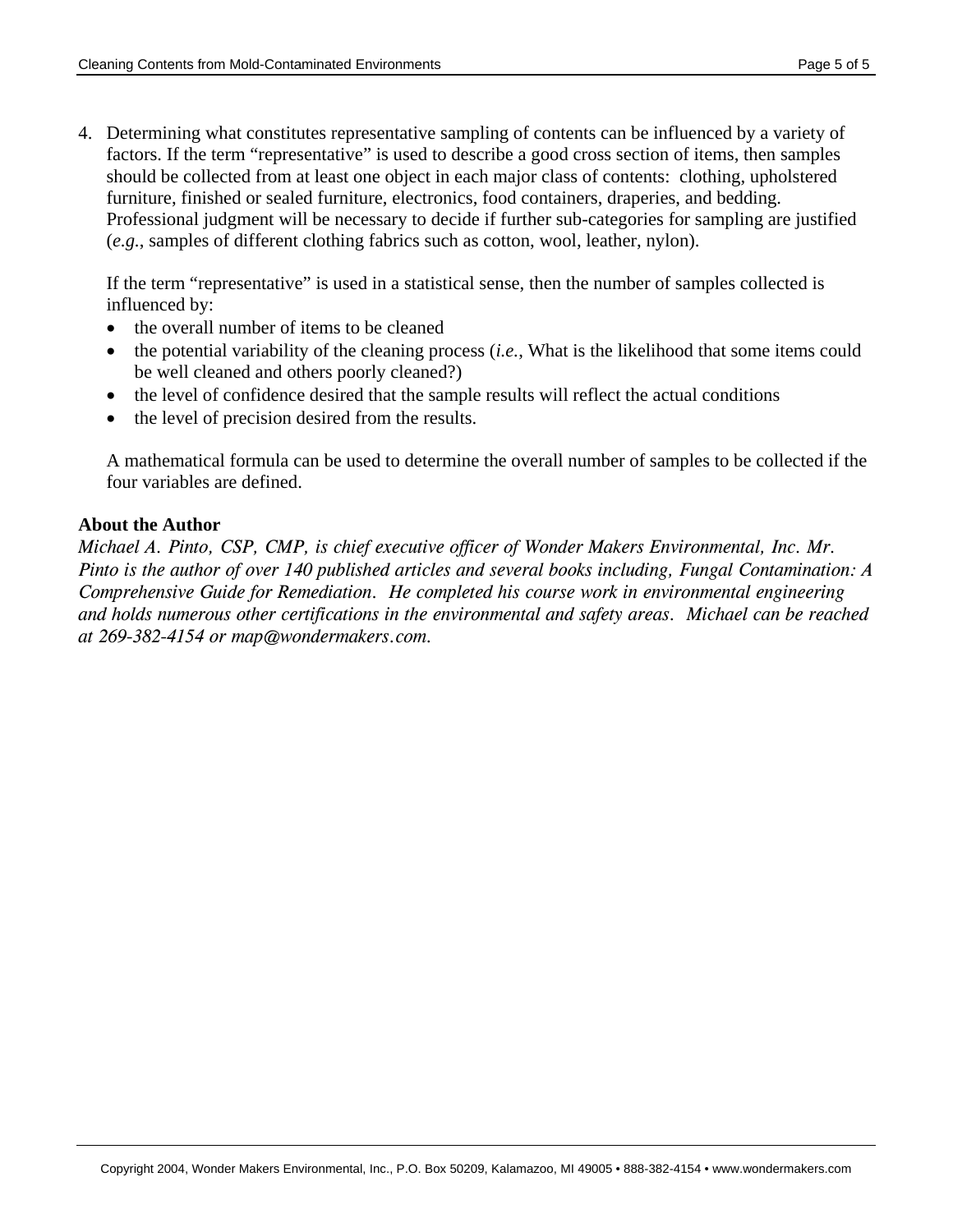4. Determining what constitutes representative sampling of contents can be influenced by a variety of factors. If the term "representative" is used to describe a good cross section of items, then samples should be collected from at least one object in each major class of contents: clothing, upholstered furniture, finished or sealed furniture, electronics, food containers, draperies, and bedding. Professional judgment will be necessary to decide if further sub-categories for sampling are justified (*e.g.*, samples of different clothing fabrics such as cotton, wool, leather, nylon).

   If the term "representative" is used in a statistical sense, then the number of samples collected is influenced by:

   - the overall number of items to be cleaned
   - the potential variability of the cleaning process (*i.e.*, What is the likelihood that some items could be well cleaned and others poorly cleaned?)
   - the level of confidence desired that the sample results will reflect the actual conditions
   - the level of precision desired from the results.

   A mathematical formula can be used to determine the overall number of samples to be collected if the four variables are defined.

**About the Author**

*Michael A. Pinto, CSP, CMP, is chief executive officer of Wonder Makers Environmental, Inc. Mr. Pinto is the author of over 140 published articles and several books including, Fungal Contamination: A Comprehensive Guide for Remediation. He completed his course work in environmental engineering and holds numerous other certifications in the environmental and safety areas. Michael can be reached at 269-382-4154 or map@wondermakers.com.*

Copyright 2004, Wonder Makers Environmental, Inc., P.O. Box 50209, Kalamazoo, MI 49005 • 888-382-4154 • www.wondermakers.com